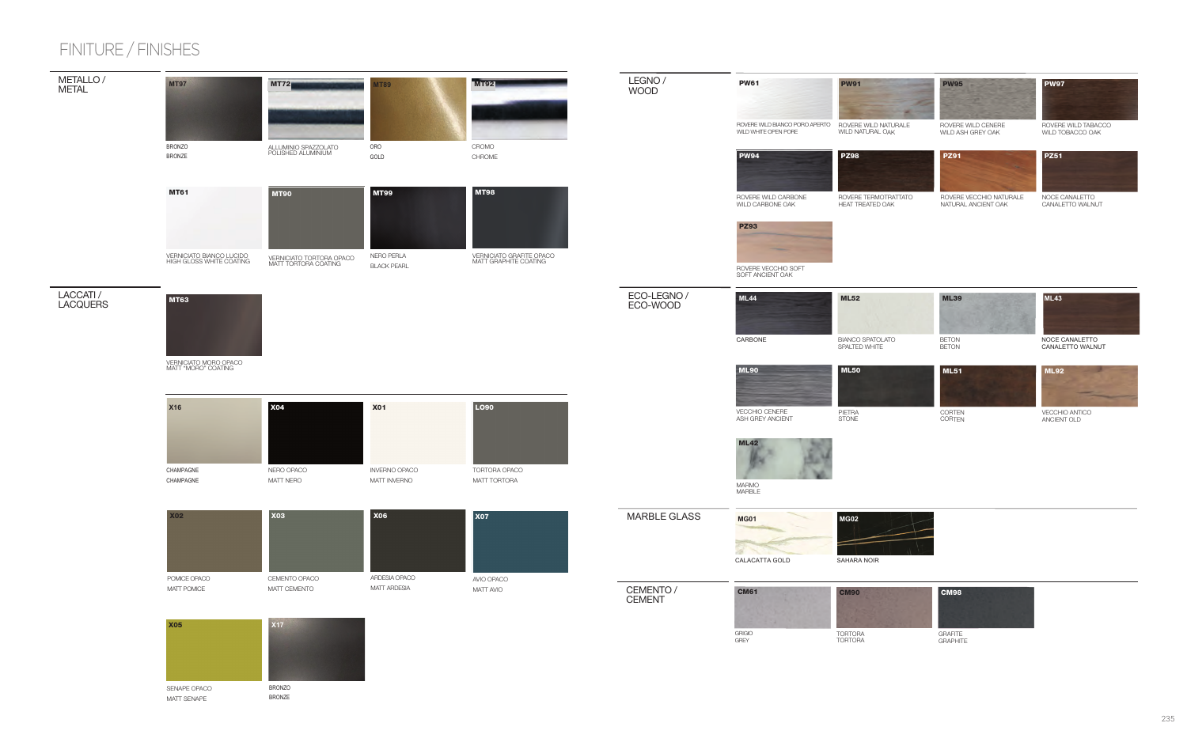# FINITURE / FINISHES

## METALLO / METAL

- **MT97** — BRONZO / BRONZE
- **MT72** — ALLUMINIO SPAZZOLATO / POLISHED ALUMINIUM
- **MT89** — ORO / GOLD
- **MT92** — CROMO / CHROME
- **MT61** — VERNICIATO BIANCO LUCIDO / HIGH GLOSS WHITE COATING
- **MT90** — VERNICIATO TORTORA OPACO / MATT TORTORA COATING
- **MT99** — NERO PERLA / BLACK PEARL
- **MT98** — VERNICIATO GRAFITE OPACO / MATT GRAPHITE COATING
- **MT63** — VERNICIATO MORO OPACO / MATT "MORO" COATING

## LACCATI / LACQUERS

- **X16** — CHAMPAGNE / CHAMPAGNE
- **X04** — NERO OPACO / MATT NERO
- **X01** — INVERNO OPACO / MATT INVERNO
- **LO90** — TORTORA OPACO / MATT TORTORA
- **X02** — POMICE OPACO / MATT POMICE
- **X03** — CEMENTO OPACO / MATT CEMENTO
- **X06** — ARDESIA OPACO / MATT ARDESIA
- **X07** — AVIO OPACO / MATT AVIO
- **X05** — SENAPE OPACO / MATT SENAPE
- **X17** — BRONZO / BRONZE

## LEGNO / WOOD

- **PW61** — ROVERE WILD BIANCO PORO APERTO / WILD WHITE OPEN PORE
- **PW91** — ROVERE WILD NATURALE / WILD NATURAL OAK
- **PW95** — ROVERE WILD CENERE / WILD ASH GREY OAK
- **PW97** — ROVERE WILD TABACCO / WILD TOBACCO OAK
- **PW94** — ROVERE WILD CARBONE / WILD CARBONE OAK
- **PZ98** — ROVERE TERMOTRATTATO / HEAT TREATED OAK
- **PZ91** — ROVERE VECCHIO NATURALE / NATURAL ANCIENT OAK
- **PZ51** — NOCE CANALETTO / CANALETTO WALNUT
- **PZ93** — ROVERE VECCHIO SOFT / SOFT ANCIENT OAK

## ECO-LEGNO / ECO-WOOD

- **ML44** — CARBONE
- **ML52** — BIANCO SPATOLATO / SPALTED WHITE
- **ML39** — BETON / BETON
- **ML43** — NOCE CANALETTO / CANALETTO WALNUT
- **ML90** — VECCHIO CENERE / ASH GREY ANCIENT
- **ML50** — PIETRA / STONE
- **ML51** — CORTEN / CORTEN
- **ML92** — VECCHIO ANTICO / ANCIENT OLD
- **ML42** — MARMO / MARBLE

## MARBLE GLASS

- **MG01** — CALACATTA GOLD
- **MG02** — SAHARA NOIR

## CEMENTO / CEMENT

- **CM61** — GRIGIO / GREY
- **CM90** — TORTORA / TORTORA
- **CM98** — GRAFITE / GRAPHITE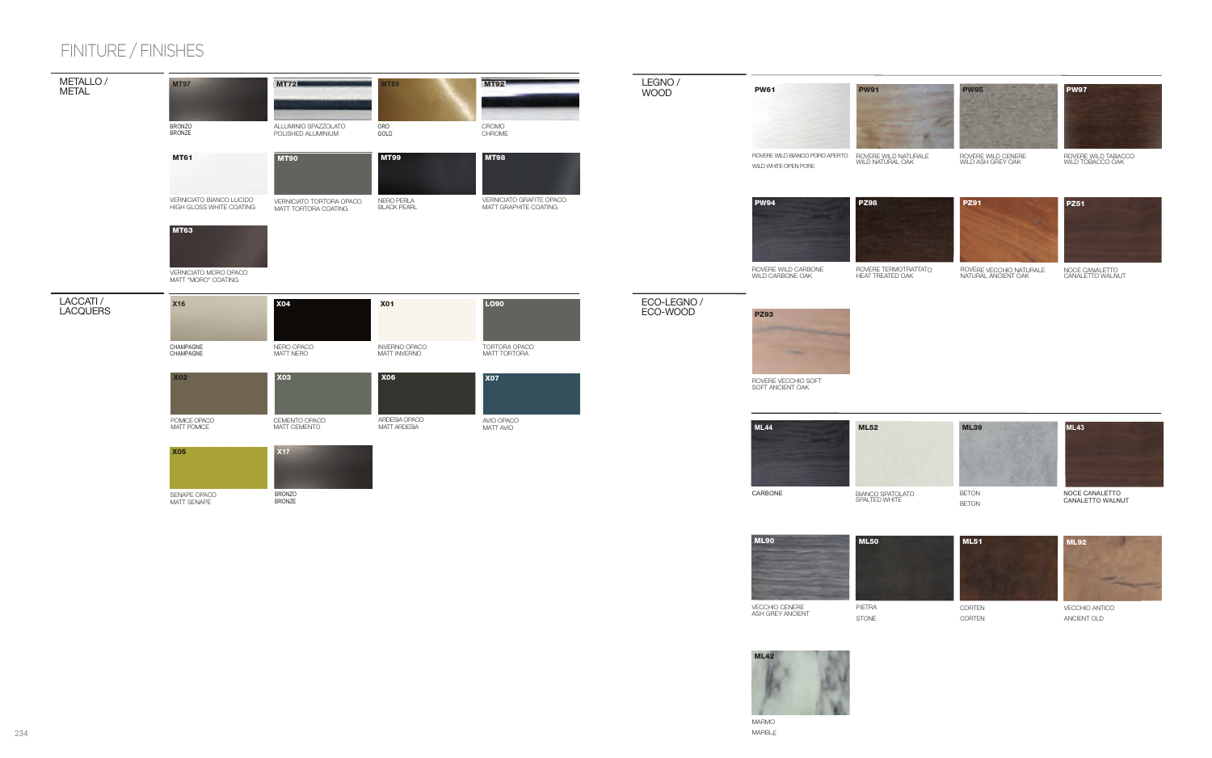# FINITURE / FINISHES

## METALLO / METAL

**MT97**
BRONZO
BRONZE

**MT72**
ALLUMINIO SPAZZOLATO
POLISHED ALUMINIUM

**MT89**
ORO
GOLD

**MT92**
CROMO
CHROME

**MT61**
VERNICIATO BIANCO LUCIDO
HIGH GLOSS WHITE COATING

**MT90**
VERNICIATO TORTORA OPACO
MATT TORTORA COATING

**MT99**
NERO PERLA
BLACK PEARL

**MT98**
VERNICIATO GRAFITE OPACO
MATT GRAPHITE COATING

**MT63**
VERNICIATO MORO OPACO
MATT "MORO" COATING

## LACCATI / LACQUERS

**X16**
CHAMPAGNE
CHAMPAGNE

**X04**
NERO OPACO
MATT NERO

**X01**
INVERNO OPACO
MATT INVERNO

**LO90**
TORTORA OPACO
MATT TORTORA

**X02**
POMICE OPACO
MATT POMICE

**X03**
CEMENTO OPACO
MATT CEMENTO

**X06**
ARDESIA OPACO
MATT ARDESIA

**X07**
AVIO OPACO
MATT AVIO

**X05**
SENAPE OPACO
MATT SENAPE

**X17**
BRONZO
BRONZE

## LEGNO / WOOD

**PW61**
ROVERE WILD BIANCO PORO APERTO
WILD WHITE OPEN PORE

**PW91**
ROVERE WILD NATURALE
WILD NATURAL OAK

**PW95**
ROVERE WILD CENERE
WILD ASH GREY OAK

**PW97**
ROVERE WILD TABACCO
WILD TOBACCO OAK

**PW94**
ROVERE WILD CARBONE
WILD CARBONE OAK

**PZ98**
ROVERE TERMOTRATTATO
HEAT TREATED OAK

**PZ91**
ROVERE VECCHIO NATURALE
NATURAL ANCIENT OAK

**PZ51**
NOCE CANALETTO
CANALETTO WALNUT

## ECO-LEGNO / ECO-WOOD

**PZ93**
ROVERE VECCHIO SOFT
SOFT ANCIENT OAK

**ML44**
CARBONE

**ML52**
BIANCO SPATOLATO
SPALTED WHITE

**ML39**
BETON
BETON

**ML43**
NOCE CANALETTO
CANALETTO WALNUT

**ML90**
VECCHIO CENERE
ASH GREY ANCIENT

**ML50**
PIETRA
STONE

**ML51**
CORTEN
CORTEN

**ML92**
VECCHIO ANTICO
ANCIENT OLD

**ML42**
MARMO
MARBLE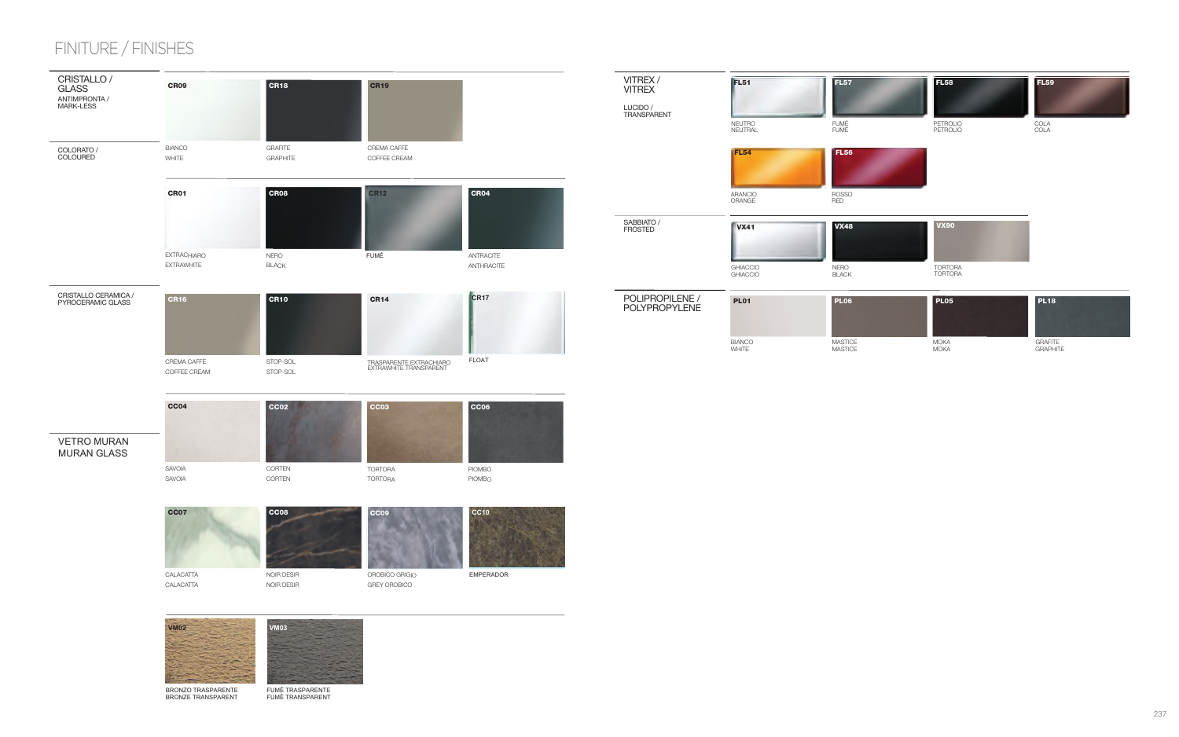# FINITURE / FINISHES

## CRISTALLO / GLASS

### ANTIMPRONTA / MARK-LESS

| Code | Finish |
|---|---|
| CR09 | BIANCO / WHITE |
| CR18 | GRAFITE / GRAPHITE |
| CR19 | CREMA CAFFÈ / COFFEE CREAM |

### COLORATO / COLOURED

| Code | Finish |
|---|---|
| CR01 | EXTRACHIARO / EXTRAWHITE |
| CR08 | NERO / BLACK |
| CR12 | FUMÈ |
| CR04 | ANTRACITE / ANTHRACITE |
| CR16 | CREMA CAFFÈ / COFFEE CREAM |
| CR10 | STOP-SOL / STOP-SOL |
| CR14 | TRASPARENTE EXTRACHIARO / EXTRAWHITE TRANSPARENT |
| CR17 | FLOAT |

### CRISTALLO CERAMICA / PYROCERAMIC GLASS

| Code | Finish |
|---|---|
| CC04 | SAVOIA / SAVOIA |
| CC02 | CORTEN / CORTEN |
| CC03 | TORTORA / TORTORA |
| CC06 | PIOMBO / PIOMBO |
| CC07 | CALACATTA / CALACATTA |
| CC08 | NOIR DESIR / NOIR DESIR |
| CC09 | OROBICO GRIGIO / GREY OROBICO |
| CC10 | EMPERADOR |

## VETRO MURAN / MURAN GLASS

| Code | Finish |
|---|---|
| VM02 | BRONZO TRASPARENTE / BRONZE TRANSPARENT |
| VM03 | FUMÈ TRASPARENTE / FUMÈ TRANSPARENT |

## VITREX / VITREX

### LUCIDO / TRANSPARENT

| Code | Finish |
|---|---|
| FL51 | NEUTRO / NEUTRAL |
| FL57 | FUMÈ / FUMÈ |
| FL58 | PETROLIO / PETROLIO |
| FL59 | COLA / COLA |
| FL54 | ARANCIO / ORANGE |
| FL56 | ROSSO / RED |

### SABBIATO / FROSTED

| Code | Finish |
|---|---|
| VX41 | GHIACCIO / GHIACCIO |
| VX48 | NERO / BLACK |
| VX90 | TORTORA / TORTORA |

## POLIPROPILENE / POLYPROPYLENE

| Code | Finish |
|---|---|
| PL01 | BIANCO / WHITE |
| PL06 | MASTICE / MASTICE |
| PL05 | MOKA / MOKA |
| PL18 | GRAFITE / GRAPHITE |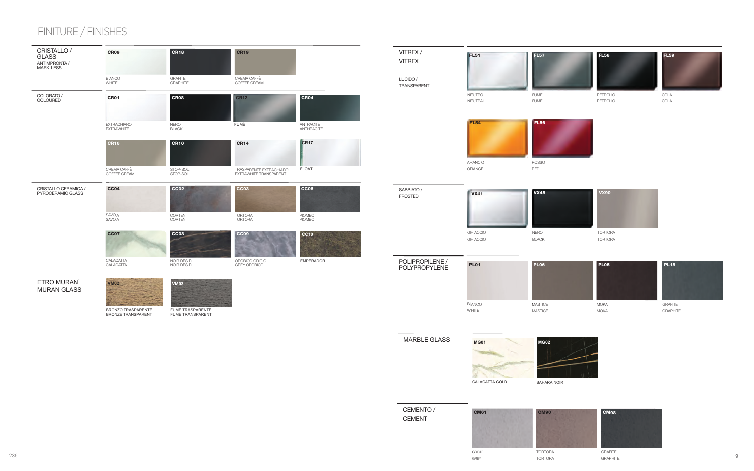# FINITURE / FINISHES

## CRISTALLO / GLASS

### ANTIMPRONTA / MARK-LESS

| Code | Name |
|---|---|
| CR09 | BIANCO / WHITE |
| CR18 | GRAFITE / GRAPHITE |
| CR19 | CREMA CAFFÈ / COFFEE CREAM |

### COLORATO / COLOURED

| Code | Name |
|---|---|
| CR01 | EXTRACHIARO / EXTRAWHITE |
| CR08 | NERO / BLACK |
| CR12 | FUMÈ |
| CR04 | ANTRACITE / ANTHRACITE |
| CR16 | CREMA CAFFÈ / COFFEE CREAM |
| CR10 | STOP-SOL / STOP-SOL |
| CR14 | TRASPARENTE EXTRACHIARO / EXTRAWHITE TRANSPARENT |
| CR17 | FLOAT |

## CRISTALLO CERAMICA / PYROCERAMIC GLASS

| Code | Name |
|---|---|
| CC04 | SAVOIA / SAVOIA |
| CC02 | CORTEN / CORTEN |
| CC03 | TORTORA / TORTORA |
| CC06 | PIOMBO / PIOMBO |
| CC07 | CALACATTA / CALACATTA |
| CC08 | NOIR DESIR / NOIR DESIR |
| CC09 | OROBICO GRIGIO / GREY OROBICO |
| CC10 | EMPERADOR |

## ETRO MURAN` / MURAN GLASS

| Code | Name |
|---|---|
| VM02 | BRONZO TRASPARENTE / BRONZE TRANSPARENT |
| VM03 | FUMÈ TRASPARENTE / FUMÈ TRANSPARENT |

## VITREX / VITREX

### LUCIDO / TRANSPARENT

| Code | Name |
|---|---|
| FL51 | NEUTRO / NEUTRAL |
| FL57 | FUMÈ / FUMÈ |
| FL58 | PETROLIO / PETROLIO |
| FL59 | COLA / COLA |
| FL54 | ARANCIO / ORANGE |
| FL56 | ROSSO / RED |

### SABBIATO / FROSTED

| Code | Name |
|---|---|
| VX41 | GHIACCIO / GHIACCIO |
| VX48 | NERO / BLACK |
| VX90 | TORTORA / TORTORA |

## POLIPROPILENE / POLYPROPYLENE

| Code | Name |
|---|---|
| PL01 | BIANCO / WHITE |
| PL06 | MASTICE / MASTICE |
| PL05 | MOKA / MOKA |
| PL18 | GRAFITE / GRAPHITE |

## MARBLE GLASS

| Code | Name |
|---|---|
| MG01 | CALACATTA GOLD |
| MG02 | SAHARA NOIR |

## CEMENTO / CEMENT

| Code | Name |
|---|---|
| CM61 | GRIGIO / GREY |
| CM90 | TORTORA / TORTORA |
| CM98 | GRAFITE / GRAPHITE |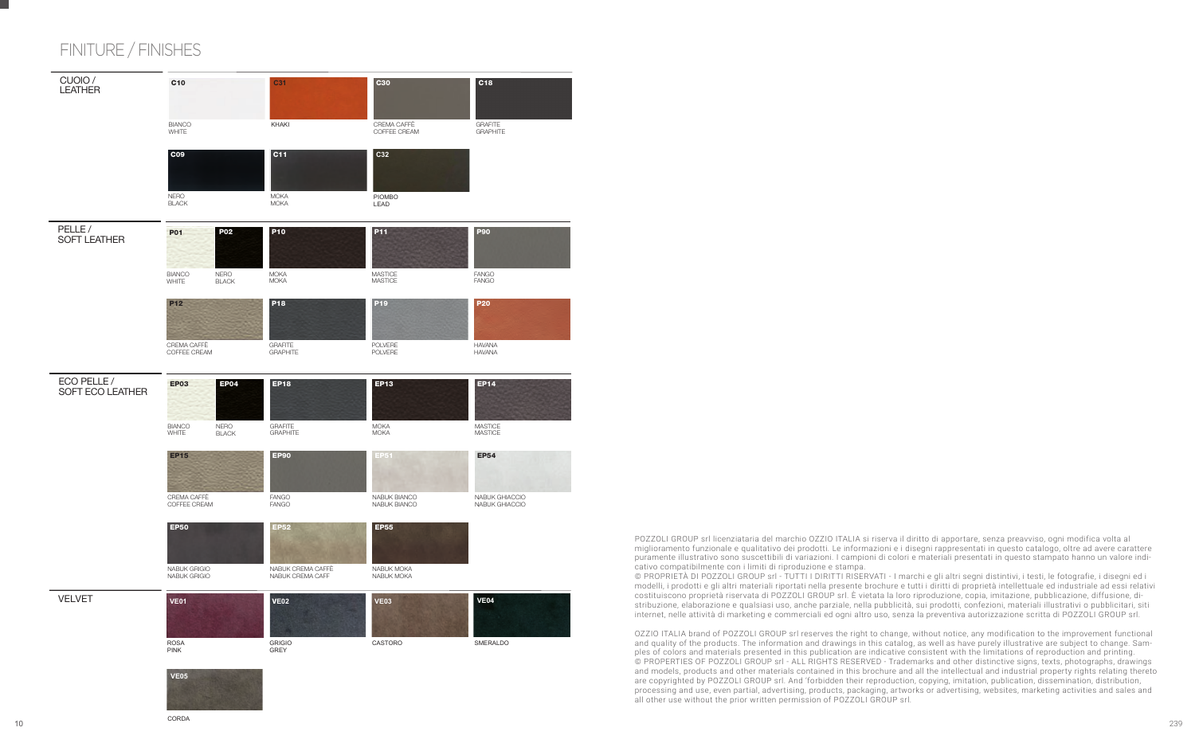# FINITURE / FINISHES

## CUOIO / LEATHER

C10 — BIANCO / WHITE

C31 — KHAKI

C30 — CREMA CAFFÈ / COFFEE CREAM

C18 — GRAFITE / GRAPHITE

C09 — NERO / BLACK

C11 — MOKA / MOKA

C32 — PIOMBO / LEAD

## PELLE / SOFT LEATHER

P01 — BIANCO / WHITE

P02 — NERO / BLACK

P10 — MOKA / MOKA

P11 — MASTICE / MASTICE

P90 — FANGO / FANGO

P12 — CREMA CAFFÈ / COFFEE CREAM

P18 — GRAFITE / GRAPHITE

P19 — POLVERE / POLVERE

P20 — HAVANA / HAVANA

## ECO PELLE / SOFT ECO LEATHER

EP03 — BIANCO / WHITE

EP04 — NERO / BLACK

EP18 — GRAFITE / GRAPHITE

EP13 — MOKA / MOKA

EP14 — MASTICE / MASTICE

EP15 — CREMA CAFFÈ / COFFEE CREAM

EP90 — FANGO / FANGO

EP51 — NABUK BIANCO / NABUK BIANCO

EP54 — NABUK GHIACCIO / NABUK GHIACCIO

EP50 — NABUK GRIGIO / NABUK GRIGIO

EP52 — NABUK CREMA CAFFÈ / NABUK CREMA CAFF

EP55 — NABUK MOKA / NABUK MOKA

## VELVET

VE01 — ROSA / PINK

VE02 — GRIGIO / GREY

VE03 — CASTORO

VE04 — SMERALDO

VE05 — CORDA

POZZOLI GROUP srl licenziataria del marchio OZZIO ITALIA si riserva il diritto di apportare, senza preavviso, ogni modifica volta al miglioramento funzionale e qualitativo dei prodotti. Le informazioni e i disegni rappresentati in questo catalogo, oltre ad avere carattere puramente illustrativo sono suscettibili di variazioni. I campioni di colori e materiali presentati in questo stampato hanno un valore indicativo compatibilmente con i limiti di riproduzione e stampa.
© PROPRIETÀ DI POZZOLI GROUP srl - TUTTI I DIRITTI RISERVATI - I marchi e gli altri segni distintivi, i testi, le fotografie, i disegni ed i modelli, i prodotti e gli altri materiali riportati nella presente brochure e tutti i diritti di proprietà intellettuale ed industriale ad essi relativi costituiscono proprietà riservata di POZZOLI GROUP srl. È vietata la loro riproduzione, copia, imitazione, pubblicazione, diffusione, distribuzione, elaborazione e qualsiasi uso, anche parziale, nella pubblicità, sui prodotti, confezioni, materiali illustrativi o pubblicitari, siti internet, nelle attività di marketing e commerciali ed ogni altro uso, senza la preventiva autorizzazione scritta di POZZOLI GROUP srl.

OZZIO ITALIA brand of POZZOLI GROUP srl reserves the right to change, without notice, any modification to the improvement functional and quality of the products. The information and drawings in this catalog, as well as have purely illustrative are subject to change. Samples of colors and materials presented in this publication are indicative consistent with the limitations of reproduction and printing.
© PROPERTIES OF POZZOLI GROUP srl - ALL RIGHTS RESERVED - Trademarks and other distinctive signs, texts, photographs, drawings and models, products and other materials contained in this brochure and all the intellectual and industrial property rights relating thereto are copyrighted by POZZOLI GROUP srl. And 'forbidden their reproduction, copying, imitation, publication, dissemination, distribution, processing and use, even partial, advertising, products, packaging, artworks or advertising, websites, marketing activities and sales and all other use without the prior written permission of POZZOLI GROUP srl.